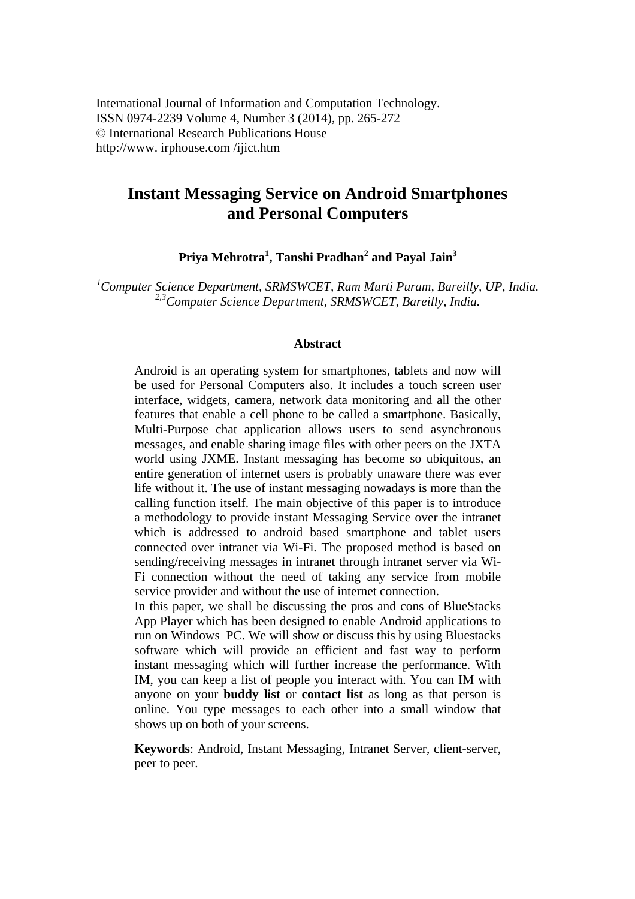International Journal of Information and Computation Technology.
ISSN 0974-2239 Volume 4, Number 3 (2014), pp. 265-272
© International Research Publications House
http://www. irphouse.com /ijict.htm

# Instant Messaging Service on Android Smartphones and Personal Computers

**Priya Mehrotra[1], Tanshi Pradhan[2] and Payal Jain[3]**

*[1]Computer Science Department, SRMSWCET, Ram Murti Puram, Bareilly, UP, India.*
*[2,3]Computer Science Department, SRMSWCET, Bareilly, India.*

## Abstract

Android is an operating system for smartphones, tablets and now will be used for Personal Computers also. It includes a touch screen user interface, widgets, camera, network data monitoring and all the other features that enable a cell phone to be called a smartphone. Basically, Multi-Purpose chat application allows users to send asynchronous messages, and enable sharing image files with other peers on the JXTA world using JXME. Instant messaging has become so ubiquitous, an entire generation of internet users is probably unaware there was ever life without it. The use of instant messaging nowadays is more than the calling function itself. The main objective of this paper is to introduce a methodology to provide instant Messaging Service over the intranet which is addressed to android based smartphone and tablet users connected over intranet via Wi-Fi. The proposed method is based on sending/receiving messages in intranet through intranet server via Wi-Fi connection without the need of taking any service from mobile service provider and without the use of internet connection.

In this paper, we shall be discussing the pros and cons of BlueStacks App Player which has been designed to enable Android applications to run on Windows PC. We will show or discuss this by using Bluestacks software which will provide an efficient and fast way to perform instant messaging which will further increase the performance. With IM, you can keep a list of people you interact with. You can IM with anyone on your **buddy list** or **contact list** as long as that person is online. You type messages to each other into a small window that shows up on both of your screens.

**Keywords**: Android, Instant Messaging, Intranet Server, client-server, peer to peer.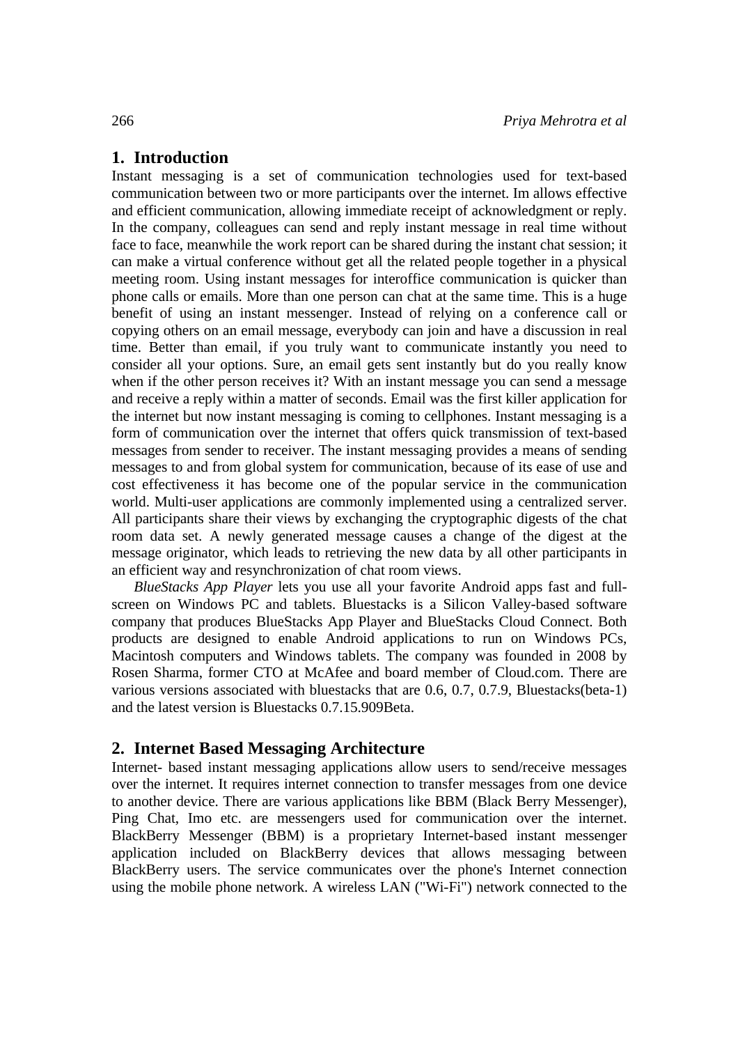## 1. Introduction

Instant messaging is a set of communication technologies used for text-based communication between two or more participants over the internet. Im allows effective and efficient communication, allowing immediate receipt of acknowledgment or reply. In the company, colleagues can send and reply instant message in real time without face to face, meanwhile the work report can be shared during the instant chat session; it can make a virtual conference without get all the related people together in a physical meeting room. Using instant messages for interoffice communication is quicker than phone calls or emails. More than one person can chat at the same time. This is a huge benefit of using an instant messenger. Instead of relying on a conference call or copying others on an email message, everybody can join and have a discussion in real time. Better than email, if you truly want to communicate instantly you need to consider all your options. Sure, an email gets sent instantly but do you really know when if the other person receives it? With an instant message you can send a message and receive a reply within a matter of seconds. Email was the first killer application for the internet but now instant messaging is coming to cellphones. Instant messaging is a form of communication over the internet that offers quick transmission of text-based messages from sender to receiver. The instant messaging provides a means of sending messages to and from global system for communication, because of its ease of use and cost effectiveness it has become one of the popular service in the communication world. Multi-user applications are commonly implemented using a centralized server. All participants share their views by exchanging the cryptographic digests of the chat room data set. A newly generated message causes a change of the digest at the message originator, which leads to retrieving the new data by all other participants in an efficient way and resynchronization of chat room views.

*BlueStacks App Player* lets you use all your favorite Android apps fast and full-screen on Windows PC and tablets. Bluestacks is a Silicon Valley-based software company that produces BlueStacks App Player and BlueStacks Cloud Connect. Both products are designed to enable Android applications to run on Windows PCs, Macintosh computers and Windows tablets. The company was founded in 2008 by Rosen Sharma, former CTO at McAfee and board member of Cloud.com. There are various versions associated with bluestacks that are 0.6, 0.7, 0.7.9, Bluestacks(beta-1) and the latest version is Bluestacks 0.7.15.909Beta.

## 2. Internet Based Messaging Architecture

Internet- based instant messaging applications allow users to send/receive messages over the internet. It requires internet connection to transfer messages from one device to another device. There are various applications like BBM (Black Berry Messenger), Ping Chat, Imo etc. are messengers used for communication over the internet. BlackBerry Messenger (BBM) is a proprietary Internet-based instant messenger application included on BlackBerry devices that allows messaging between BlackBerry users. The service communicates over the phone's Internet connection using the mobile phone network. A wireless LAN ("Wi-Fi") network connected to the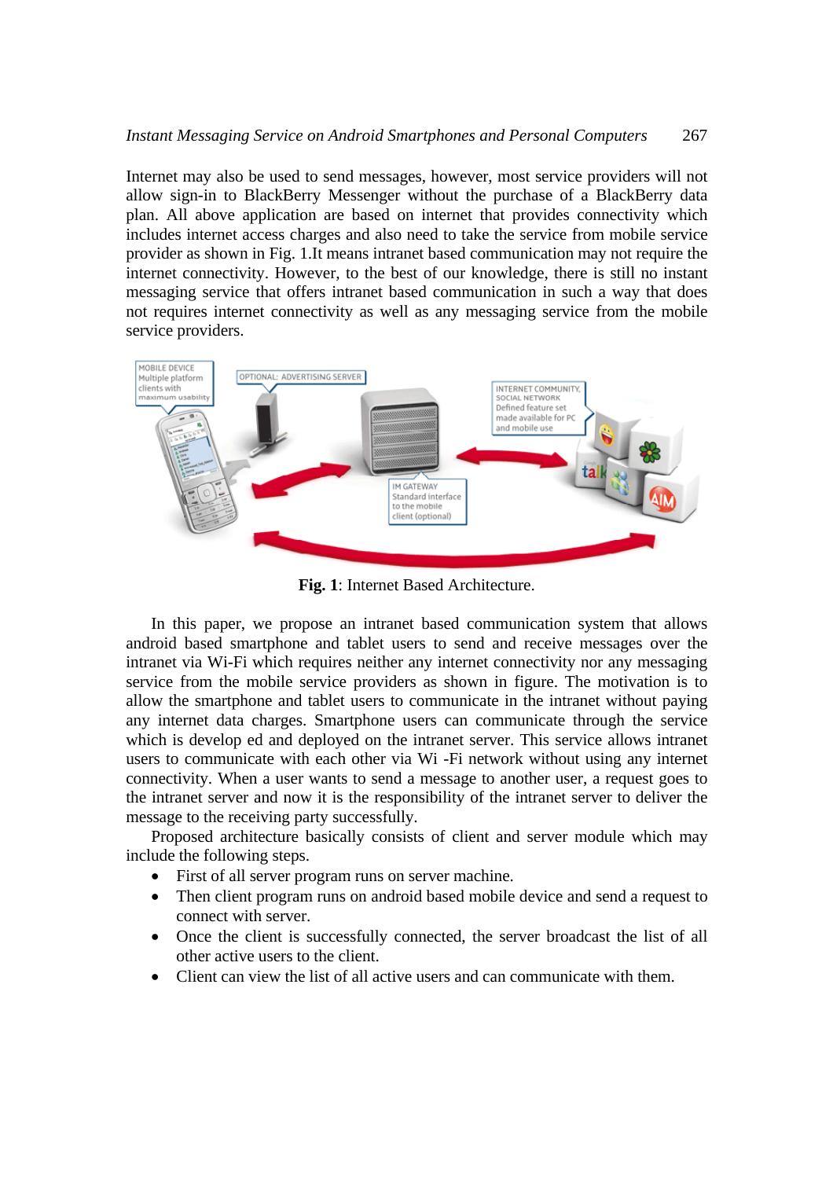Internet may also be used to send messages, however, most service providers will not allow sign-in to BlackBerry Messenger without the purchase of a BlackBerry data plan. All above application are based on internet that provides connectivity which includes internet access charges and also need to take the service from mobile service provider as shown in Fig. 1.It means intranet based communication may not require the internet connectivity. However, to the best of our knowledge, there is still no instant messaging service that offers intranet based communication in such a way that does not requires internet connectivity as well as any messaging service from the mobile service providers.

**Fig. 1**: Internet Based Architecture.

In this paper, we propose an intranet based communication system that allows android based smartphone and tablet users to send and receive messages over the intranet via Wi-Fi which requires neither any internet connectivity nor any messaging service from the mobile service providers as shown in figure. The motivation is to allow the smartphone and tablet users to communicate in the intranet without paying any internet data charges. Smartphone users can communicate through the service which is develop ed and deployed on the intranet server. This service allows intranet users to communicate with each other via Wi -Fi network without using any internet connectivity. When a user wants to send a message to another user, a request goes to the intranet server and now it is the responsibility of the intranet server to deliver the message to the receiving party successfully.

Proposed architecture basically consists of client and server module which may include the following steps.

- First of all server program runs on server machine.
- Then client program runs on android based mobile device and send a request to connect with server.
- Once the client is successfully connected, the server broadcast the list of all other active users to the client.
- Client can view the list of all active users and can communicate with them.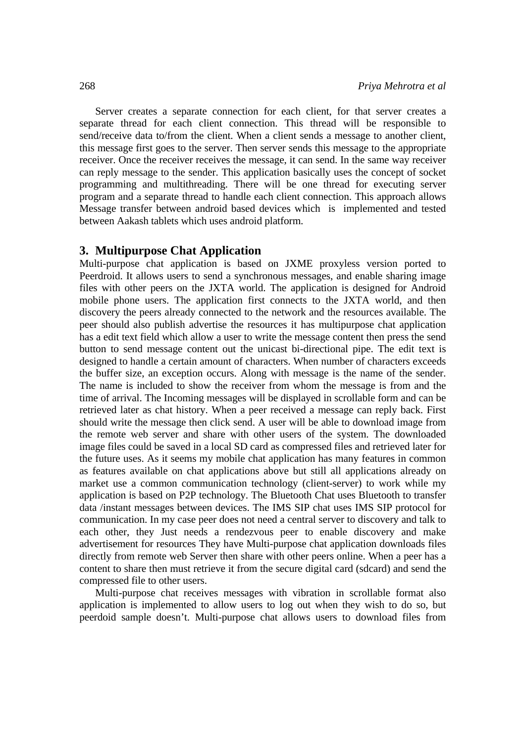Server creates a separate connection for each client, for that server creates a separate thread for each client connection. This thread will be responsible to send/receive data to/from the client. When a client sends a message to another client, this message first goes to the server. Then server sends this message to the appropriate receiver. Once the receiver receives the message, it can send. In the same way receiver can reply message to the sender. This application basically uses the concept of socket programming and multithreading. There will be one thread for executing server program and a separate thread to handle each client connection. This approach allows Message transfer between android based devices which is implemented and tested between Aakash tablets which uses android platform.

## 3. Multipurpose Chat Application

Multi-purpose chat application is based on JXME proxyless version ported to Peerdroid. It allows users to send a synchronous messages, and enable sharing image files with other peers on the JXTA world. The application is designed for Android mobile phone users. The application first connects to the JXTA world, and then discovery the peers already connected to the network and the resources available. The peer should also publish advertise the resources it has multipurpose chat application has a edit text field which allow a user to write the message content then press the send button to send message content out the unicast bi-directional pipe. The edit text is designed to handle a certain amount of characters. When number of characters exceeds the buffer size, an exception occurs. Along with message is the name of the sender. The name is included to show the receiver from whom the message is from and the time of arrival. The Incoming messages will be displayed in scrollable form and can be retrieved later as chat history. When a peer received a message can reply back. First should write the message then click send. A user will be able to download image from the remote web server and share with other users of the system. The downloaded image files could be saved in a local SD card as compressed files and retrieved later for the future uses. As it seems my mobile chat application has many features in common as features available on chat applications above but still all applications already on market use a common communication technology (client-server) to work while my application is based on P2P technology. The Bluetooth Chat uses Bluetooth to transfer data /instant messages between devices. The IMS SIP chat uses IMS SIP protocol for communication. In my case peer does not need a central server to discovery and talk to each other, they Just needs a rendezvous peer to enable discovery and make advertisement for resources They have Multi-purpose chat application downloads files directly from remote web Server then share with other peers online. When a peer has a content to share then must retrieve it from the secure digital card (sdcard) and send the compressed file to other users.

Multi-purpose chat receives messages with vibration in scrollable format also application is implemented to allow users to log out when they wish to do so, but peerdoid sample doesn't. Multi-purpose chat allows users to download files from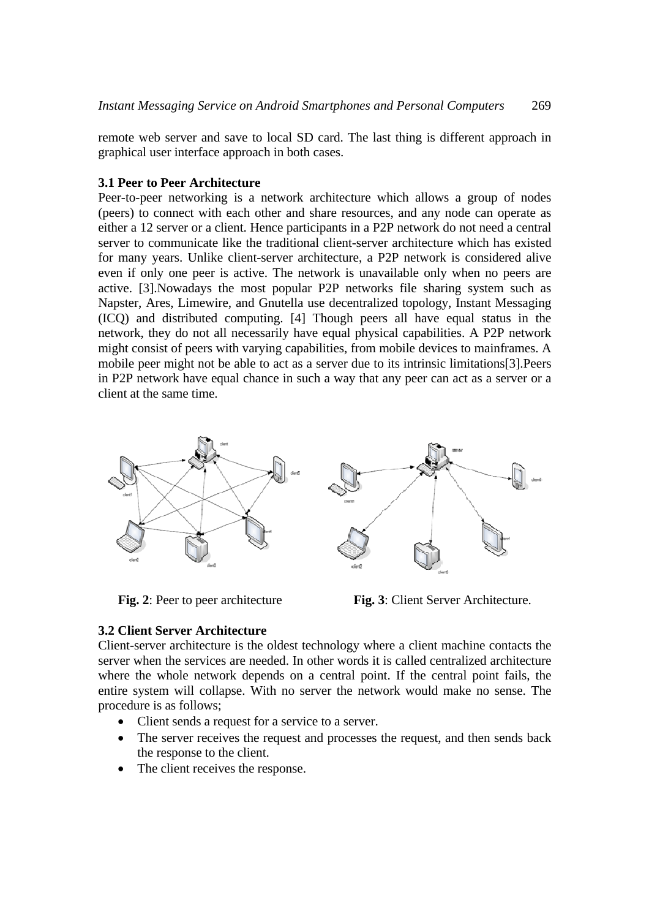remote web server and save to local SD card. The last thing is different approach in graphical user interface approach in both cases.

### 3.1 Peer to Peer Architecture

Peer-to-peer networking is a network architecture which allows a group of nodes (peers) to connect with each other and share resources, and any node can operate as either a 12 server or a client. Hence participants in a P2P network do not need a central server to communicate like the traditional client-server architecture which has existed for many years. Unlike client-server architecture, a P2P network is considered alive even if only one peer is active. The network is unavailable only when no peers are active. [3].Nowadays the most popular P2P networks file sharing system such as Napster, Ares, Limewire, and Gnutella use decentralized topology, Instant Messaging (ICQ) and distributed computing. [4] Though peers all have equal status in the network, they do not all necessarily have equal physical capabilities. A P2P network might consist of peers with varying capabilities, from mobile devices to mainframes. A mobile peer might not be able to act as a server due to its intrinsic limitations[3].Peers in P2P network have equal chance in such a way that any peer can act as a server or a client at the same time.

**Fig. 2**: Peer to peer architecture

**Fig. 3**: Client Server Architecture.

### 3.2 Client Server Architecture

Client-server architecture is the oldest technology where a client machine contacts the server when the services are needed. In other words it is called centralized architecture where the whole network depends on a central point. If the central point fails, the entire system will collapse. With no server the network would make no sense. The procedure is as follows;

- Client sends a request for a service to a server.
- The server receives the request and processes the request, and then sends back the response to the client.
- The client receives the response.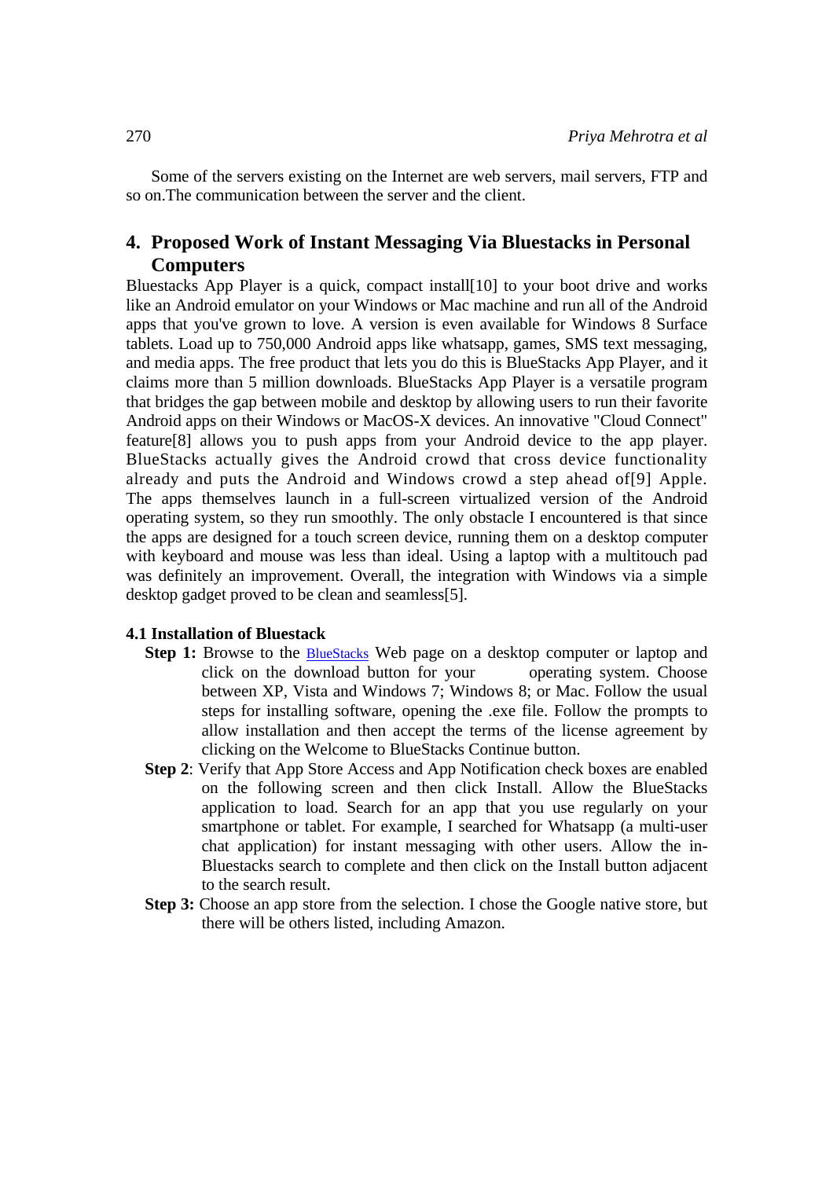Some of the servers existing on the Internet are web servers, mail servers, FTP and so on.The communication between the server and the client.

## 4. Proposed Work of Instant Messaging Via Bluestacks in Personal Computers

Bluestacks App Player is a quick, compact install[10] to your boot drive and works like an Android emulator on your Windows or Mac machine and run all of the Android apps that you've grown to love. A version is even available for Windows 8 Surface tablets. Load up to 750,000 Android apps like whatsapp, games, SMS text messaging, and media apps. The free product that lets you do this is BlueStacks App Player, and it claims more than 5 million downloads. BlueStacks App Player is a versatile program that bridges the gap between mobile and desktop by allowing users to run their favorite Android apps on their Windows or MacOS-X devices. An innovative "Cloud Connect" feature[8] allows you to push apps from your Android device to the app player. BlueStacks actually gives the Android crowd that cross device functionality already and puts the Android and Windows crowd a step ahead of[9] Apple. The apps themselves launch in a full-screen virtualized version of the Android operating system, so they run smoothly. The only obstacle I encountered is that since the apps are designed for a touch screen device, running them on a desktop computer with keyboard and mouse was less than ideal. Using a laptop with a multitouch pad was definitely an improvement. Overall, the integration with Windows via a simple desktop gadget proved to be clean and seamless[5].

### 4.1 Installation of Bluestack

**Step 1:** Browse to the BlueStacks Web page on a desktop computer or laptop and click on the download button for your operating system. Choose between XP, Vista and Windows 7; Windows 8; or Mac. Follow the usual steps for installing software, opening the .exe file. Follow the prompts to allow installation and then accept the terms of the license agreement by clicking on the Welcome to BlueStacks Continue button.

**Step 2**: Verify that App Store Access and App Notification check boxes are enabled on the following screen and then click Install. Allow the BlueStacks application to load. Search for an app that you use regularly on your smartphone or tablet. For example, I searched for Whatsapp (a multi-user chat application) for instant messaging with other users. Allow the in-Bluestacks search to complete and then click on the Install button adjacent to the search result.

**Step 3:** Choose an app store from the selection. I chose the Google native store, but there will be others listed, including Amazon.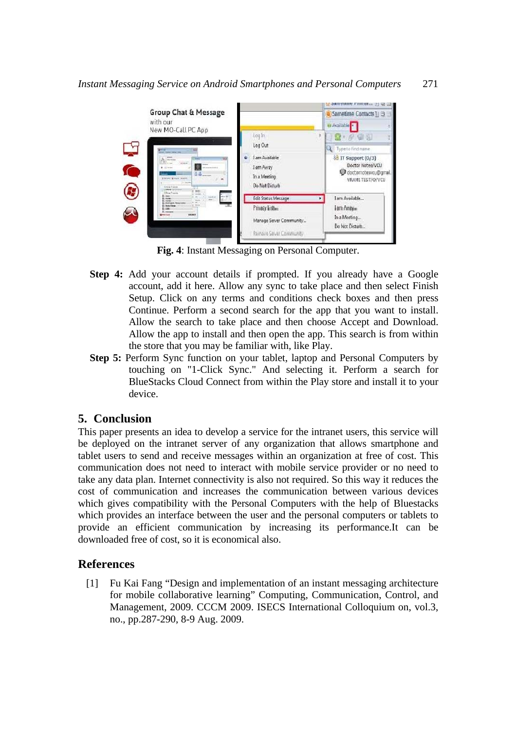**Fig. 4**: Instant Messaging on Personal Computer.

**Step 4:** Add your account details if prompted. If you already have a Google account, add it here. Allow any sync to take place and then select Finish Setup. Click on any terms and conditions check boxes and then press Continue. Perform a second search for the app that you want to install. Allow the search to take place and then choose Accept and Download. Allow the app to install and then open the app. This search is from within the store that you may be familiar with, like Play.

**Step 5:** Perform Sync function on your tablet, laptop and Personal Computers by touching on "1-Click Sync." And selecting it. Perform a search for BlueStacks Cloud Connect from within the Play store and install it to your device.

## 5. Conclusion

This paper presents an idea to develop a service for the intranet users, this service will be deployed on the intranet server of any organization that allows smartphone and tablet users to send and receive messages within an organization at free of cost. This communication does not need to interact with mobile service provider or no need to take any data plan. Internet connectivity is also not required. So this way it reduces the cost of communication and increases the communication between various devices which gives compatibility with the Personal Computers with the help of Bluestacks which provides an interface between the user and the personal computers or tablets to provide an efficient communication by increasing its performance.It can be downloaded free of cost, so it is economical also.

## References

[1] Fu Kai Fang "Design and implementation of an instant messaging architecture for mobile collaborative learning" Computing, Communication, Control, and Management, 2009. CCCM 2009. ISECS International Colloquium on, vol.3, no., pp.287-290, 8-9 Aug. 2009.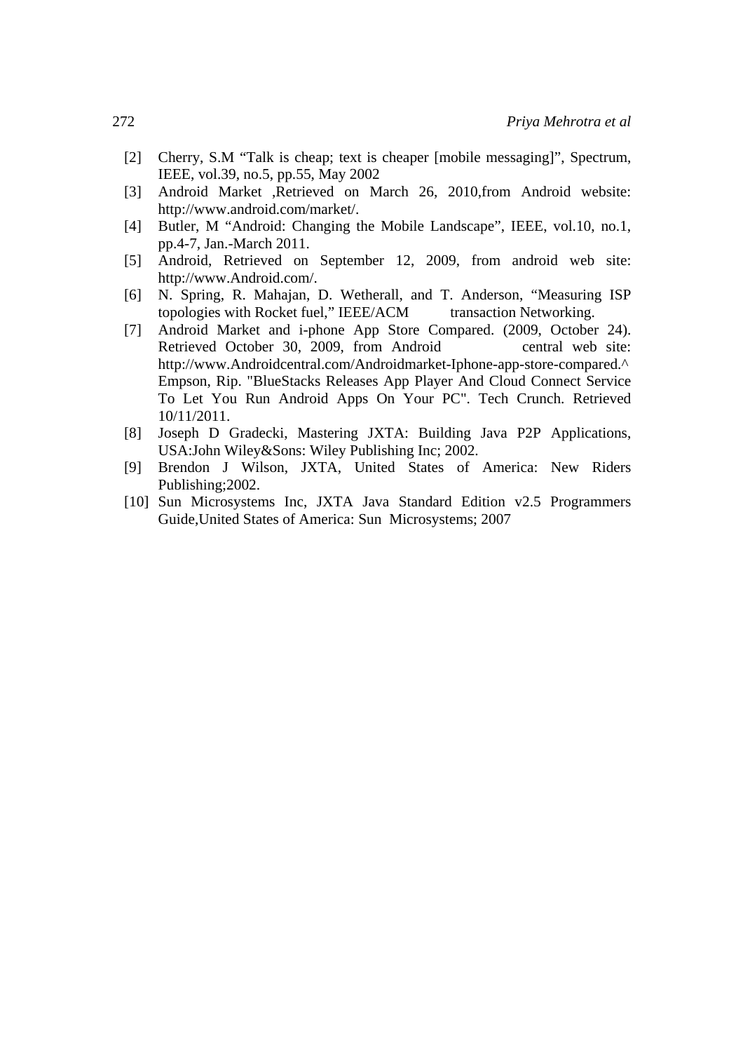[2] Cherry, S.M "Talk is cheap; text is cheaper [mobile messaging]", Spectrum, IEEE, vol.39, no.5, pp.55, May 2002

[3] Android Market ,Retrieved on March 26, 2010,from Android website: http://www.android.com/market/.

[4] Butler, M "Android: Changing the Mobile Landscape", IEEE, vol.10, no.1, pp.4-7, Jan.-March 2011.

[5] Android, Retrieved on September 12, 2009, from android web site: http://www.Android.com/.

[6] N. Spring, R. Mahajan, D. Wetherall, and T. Anderson, "Measuring ISP topologies with Rocket fuel," IEEE/ACM transaction Networking.

[7] Android Market and i-phone App Store Compared. (2009, October 24). Retrieved October 30, 2009, from Android central web site: http://www.Androidcentral.com/Androidmarket-Iphone-app-store-compared.^ Empson, Rip. "BlueStacks Releases App Player And Cloud Connect Service To Let You Run Android Apps On Your PC". Tech Crunch. Retrieved 10/11/2011.

[8] Joseph D Gradecki, Mastering JXTA: Building Java P2P Applications, USA:John Wiley&Sons: Wiley Publishing Inc; 2002.

[9] Brendon J Wilson, JXTA, United States of America: New Riders Publishing;2002.

[10] Sun Microsystems Inc, JXTA Java Standard Edition v2.5 Programmers Guide,United States of America: Sun Microsystems; 2007